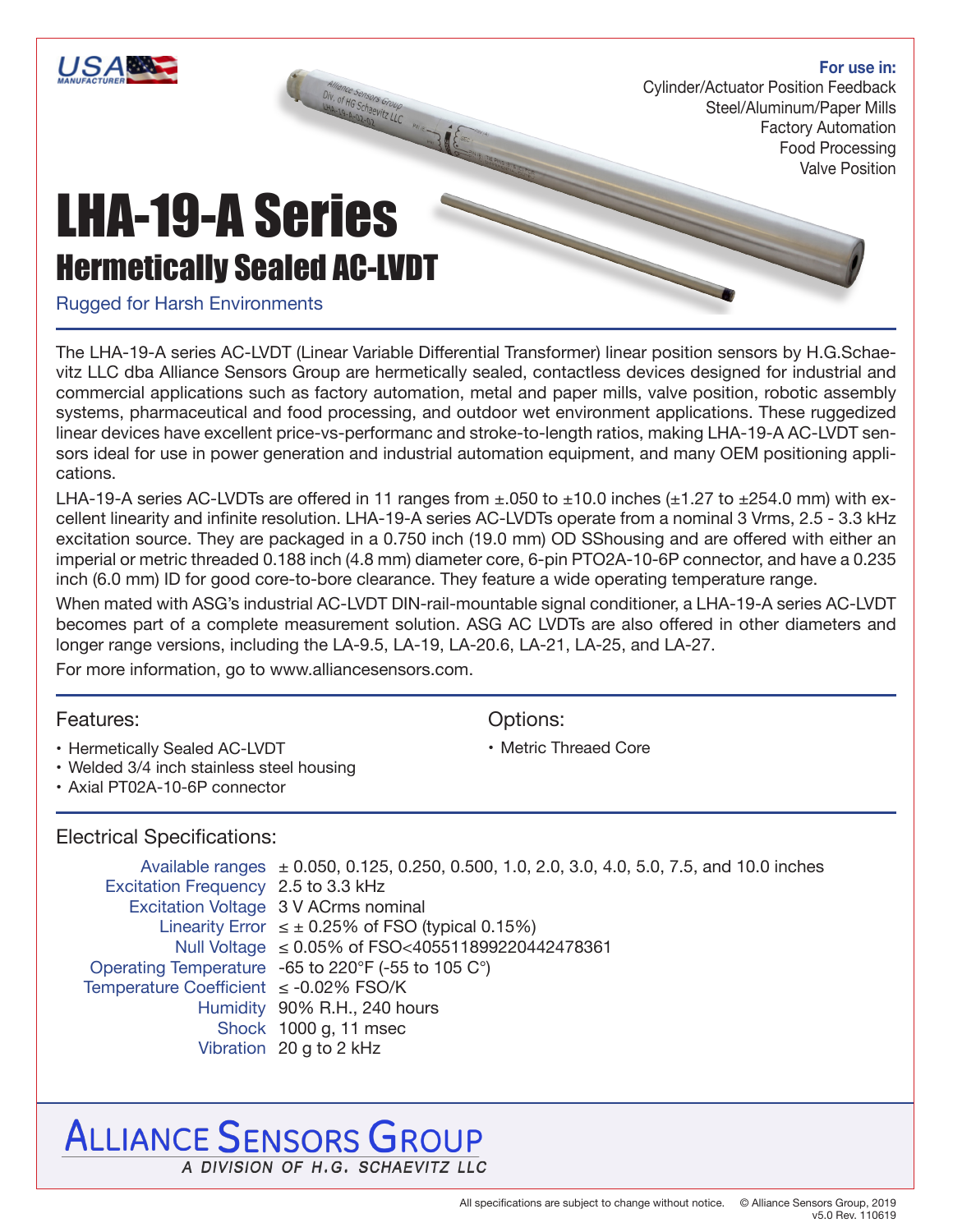USA MANUFACTURER

**For use in:**
Cylinder/Actuator Position Feedback
Steel/Aluminum/Paper Mills
Factory Automation
Food Processing
Valve Position

# LHA-19-A Series

## Hermetically Sealed AC-LVDT

Rugged for Harsh Environments

The LHA-19-A series AC-LVDT (Linear Variable Differential Transformer) linear position sensors by H.G.Schaevitz LLC dba Alliance Sensors Group are hermetically sealed, contactless devices designed for industrial and commercial applications such as factory automation, metal and paper mills, valve position, robotic assembly systems, pharmaceutical and food processing, and outdoor wet environment applications. These ruggedized linear devices have excellent price-vs-performanc and stroke-to-length ratios, making LHA-19-A AC-LVDT sensors ideal for use in power generation and industrial automation equipment, and many OEM positioning applications.

LHA-19-A series AC-LVDTs are offered in 11 ranges from ±.050 to ±10.0 inches (±1.27 to ±254.0 mm) with excellent linearity and infinite resolution. LHA-19-A series AC-LVDTs operate from a nominal 3 Vrms, 2.5 - 3.3 kHz excitation source. They are packaged in a 0.750 inch (19.0 mm) OD SShousing and are offered with either an imperial or metric threaded 0.188 inch (4.8 mm) diameter core, 6-pin PTO2A-10-6P connector, and have a 0.235 inch (6.0 mm) ID for good core-to-bore clearance. They feature a wide operating temperature range.

When mated with ASG's industrial AC-LVDT DIN-rail-mountable signal conditioner, a LHA-19-A series AC-LVDT becomes part of a complete measurement solution. ASG AC LVDTs are also offered in other diameters and longer range versions, including the LA-9.5, LA-19, LA-20.6, LA-21, LA-25, and LA-27.

For more information, go to www.alliancesensors.com.

### Features:

- Hermetically Sealed AC-LVDT
- Welded 3/4 inch stainless steel housing
- Axial PT02A-10-6P connector

### Options:

- Metric Threaed Core

### Electrical Specifications:

| | |
|---|---|
| Available ranges | ± 0.050, 0.125, 0.250, 0.500, 1.0, 2.0, 3.0, 4.0, 5.0, 7.5, and 10.0 inches |
| Excitation Frequency | 2.5 to 3.3 kHz |
| Excitation Voltage | 3 V ACrms nominal |
| Linearity Error | ≤ ± 0.25% of FSO (typical 0.15%) |
| Null Voltage | ≤ 0.05% of FSO<405511899220442478361 |
| Operating Temperature | -65 to 220°F (-55 to 105 C°) |
| Temperature Coefficient | ≤ -0.02% FSO/K |
| Humidity | 90% R.H., 240 hours |
| Shock | 1000 g, 11 msec |
| Vibration | 20 g to 2 kHz |

ALLIANCE SENSORS GROUP
A DIVISION OF H.G. SCHAEVITZ LLC

All specifications are subject to change without notice. © Alliance Sensors Group, 2019 v5.0 Rev. 110619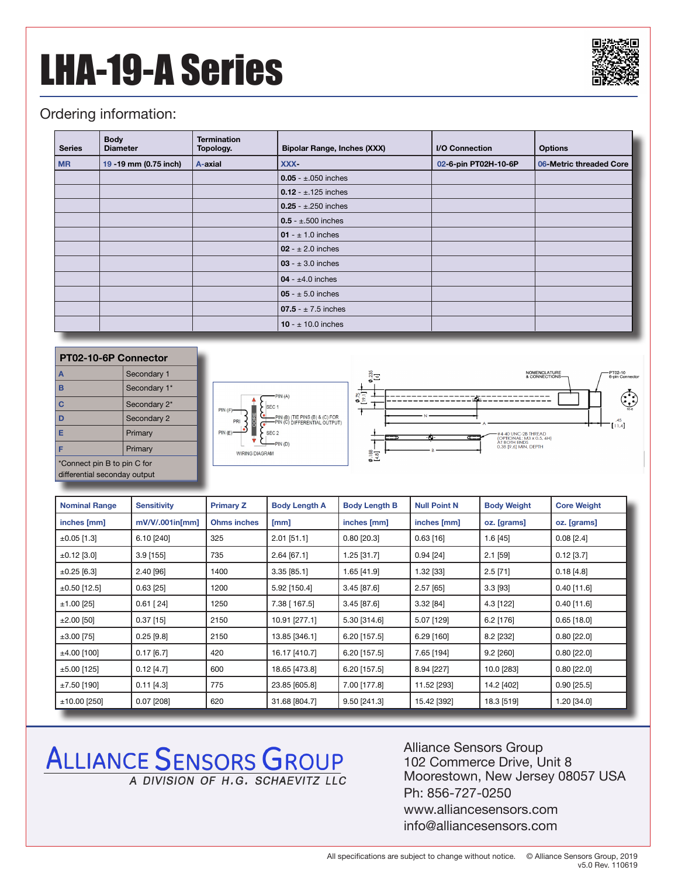# LHA-19-A Series

## Ordering information:

| Series | Body Diameter | Termination Topology. | Bipolar Range, Inches (XXX) | I/O Connection | Options |
|---|---|---|---|---|---|
| MR | 19 -19 mm (0.75 inch) | A-axial | XXX- | 02-6-pin PT02H-10-6P | 06-Metric threaded Core |
| | | | **0.05** - ±.050 inches | | |
| | | | **0.12** - ±.125 inches | | |
| | | | **0.25** - ±.250 inches | | |
| | | | **0.5** - ±.500 inches | | |
| | | | **01** - ± 1.0 inches | | |
| | | | **02** - ± 2.0 inches | | |
| | | | **03** - ± 3.0 inches | | |
| | | | **04** - ±4.0 inches | | |
| | | | **05** - ± 5.0 inches | | |
| | | | **07.5** - ± 7.5 inches | | |
| | | | **10** - ± 10.0 inches | | |

| PT02-10-6P Connector | |
|---|---|
| A | Secondary 1 |
| B | Secondary 1* |
| C | Secondary 2* |
| D | Secondary 2 |
| E | Primary |
| F | Primary |

*Connect pin B to pin C for differential seconday output

PIN (A)
SEC 1
PIN (F)
PRI
CORE
PIN (B) (TIE PINS (B) & (C) FOR
PIN (C) DIFFERENTIAL OUTPUT)
PIN (E)
SEC 2
PIN (D)
WIRING DIAGRAM

Ø .235 [6]
Ø .75 [19.1]
NOMENCLATURE & CONNECTIONS
PT02-10 6-pin Connector
N
A
.45 [11.4]
#4-40 UNC-2B THREAD (OPTIONAL: M3 x 0.5, 6H) AT BOTH ENDS 0.38 [9.6] MIN. DEPTH
B
Ø .188 [4.8]

| Nominal Range | Sensitivity | Primary Z | Body Length A | Body Length B | Null Point N | Body Weight | Core Weight |
|---|---|---|---|---|---|---|---|
| inches [mm] | mV/V/.001in[mm] | Ohms inches | [mm] | inches [mm] | inches [mm] | oz. [grams] | oz. [grams] |
| ±0.05 [1.3] | 6.10 [240] | 325 | 2.01 [51.1] | 0.80 [20.3] | 0.63 [16] | 1.6 [45] | 0.08 [2.4] |
| ±0.12 [3.0] | 3.9 [155] | 735 | 2.64 [67.1] | 1.25 [31.7] | 0.94 [24] | 2.1 [59] | 0.12 [3.7] |
| ±0.25 [6.3] | 2.40 [96] | 1400 | 3.35 [85.1] | 1.65 [41.9] | 1.32 [33] | 2.5 [71] | 0.18 [4.8] |
| ±0.50 [12.5] | 0.63 [25] | 1200 | 5.92 [150.4] | 3.45 [87.6] | 2.57 [65] | 3.3 [93] | 0.40 [11.6] |
| ±1.00 [25] | 0.61 [ 24] | 1250 | 7.38 [ 167.5] | 3.45 [87.6] | 3.32 [84] | 4.3 [122] | 0.40 [11.6] |
| ±2.00 [50] | 0.37 [15] | 2150 | 10.91 [277.1] | 5.30 [314.6] | 5.07 [129] | 6.2 [176] | 0.65 [18.0] |
| ±3.00 [75] | 0.25 [9.8] | 2150 | 13.85 [346.1] | 6.20 [157.5] | 6.29 [160] | 8.2 [232] | 0.80 [22.0] |
| ±4.00 [100] | 0.17 [6.7] | 420 | 16.17 [410.7] | 6.20 [157.5] | 7.65 [194] | 9.2 [260] | 0.80 [22.0] |
| ±5.00 [125] | 0.12 [4.7] | 600 | 18.65 [473.8] | 6.20 [157.5] | 8.94 [227] | 10.0 [283] | 0.80 [22.0] |
| ±7.50 [190] | 0.11 [4.3] | 775 | 23.85 [605.8] | 7.00 [177.8] | 11.52 [293] | 14.2 [402] | 0.90 [25.5] |
| ±10.00 [250] | 0.07 [208] | 620 | 31.68 [804.7] | 9.50 [241.3] | 15.42 [392] | 18.3 [519] | 1.20 [34.0] |

ALLIANCE SENSORS GROUP
A DIVISION OF H.G. SCHAEVITZ LLC

Alliance Sensors Group
102 Commerce Drive, Unit 8
Moorestown, New Jersey 08057 USA
Ph: 856-727-0250
www.alliancesensors.com
info@alliancesensors.com

All specifications are subject to change without notice. © Alliance Sensors Group, 2019
v5.0 Rev. 110619